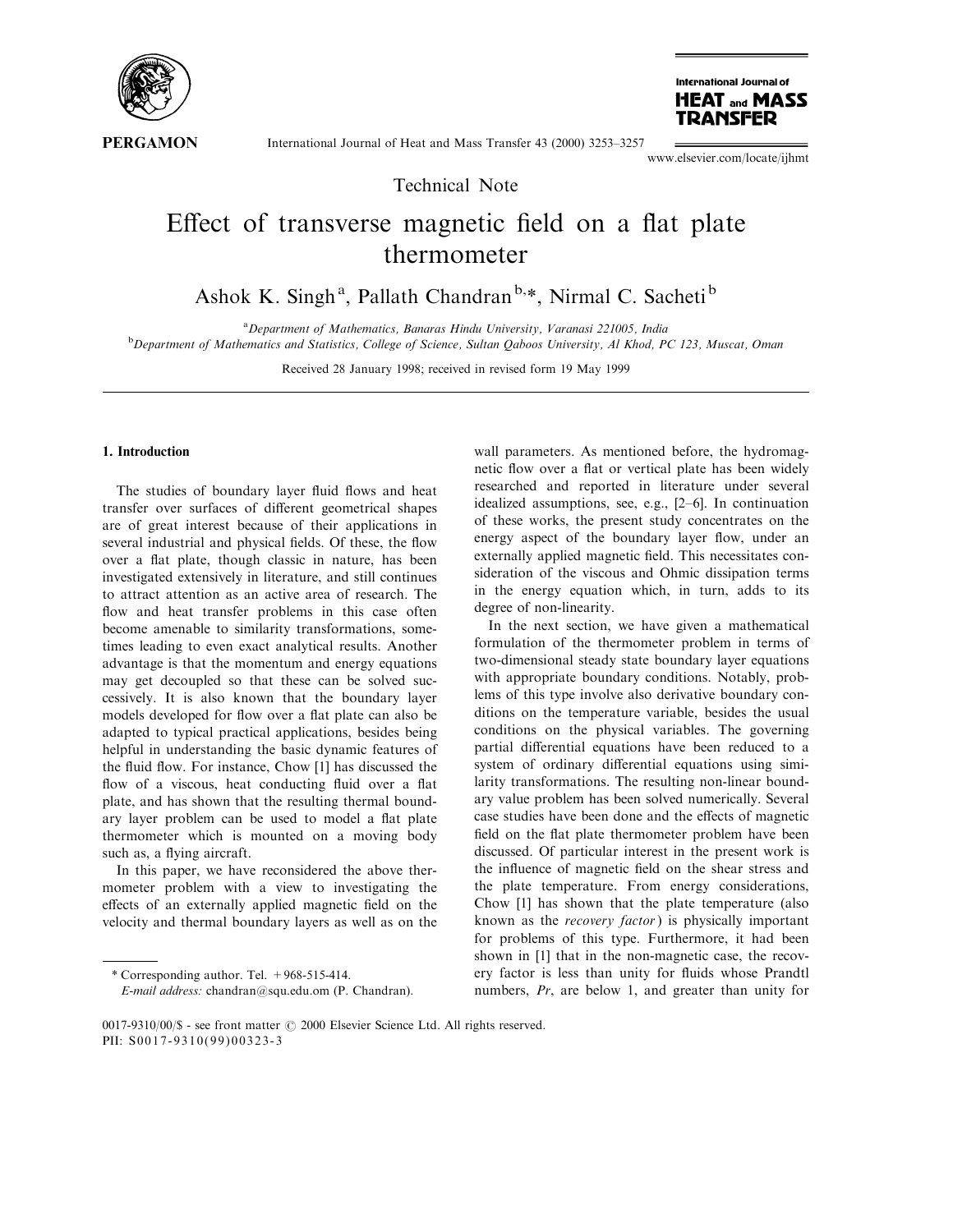Technical Note

# Effect of transverse magnetic field on a flat plate thermometer

Ashok K. Singh [a], Pallath Chandran [b,*], Nirmal C. Sacheti [b]

[a] Department of Mathematics, Banaras Hindu University, Varanasi 221005, India

[b] Department of Mathematics and Statistics, College of Science, Sultan Qaboos University, Al Khod, PC 123, Muscat, Oman

Received 28 January 1998; received in revised form 19 May 1999

## 1. Introduction

The studies of boundary layer fluid flows and heat transfer over surfaces of different geometrical shapes are of great interest because of their applications in several industrial and physical fields. Of these, the flow over a flat plate, though classic in nature, has been investigated extensively in literature, and still continues to attract attention as an active area of research. The flow and heat transfer problems in this case often become amenable to similarity transformations, sometimes leading to even exact analytical results. Another advantage is that the momentum and energy equations may get decoupled so that these can be solved successively. It is also known that the boundary layer models developed for flow over a flat plate can also be adapted to typical practical applications, besides being helpful in understanding the basic dynamic features of the fluid flow. For instance, Chow [1] has discussed the flow of a viscous, heat conducting fluid over a flat plate, and has shown that the resulting thermal boundary layer problem can be used to model a flat plate thermometer which is mounted on a moving body such as, a flying aircraft.

In this paper, we have reconsidered the above thermometer problem with a view to investigating the effects of an externally applied magnetic field on the velocity and thermal boundary layers as well as on the wall parameters. As mentioned before, the hydromagnetic flow over a flat or vertical plate has been widely researched and reported in literature under several idealized assumptions, see, e.g., [2–6]. In continuation of these works, the present study concentrates on the energy aspect of the boundary layer flow, under an externally applied magnetic field. This necessitates consideration of the viscous and Ohmic dissipation terms in the energy equation which, in turn, adds to its degree of non-linearity.

In the next section, we have given a mathematical formulation of the thermometer problem in terms of two-dimensional steady state boundary layer equations with appropriate boundary conditions. Notably, problems of this type involve also derivative boundary conditions on the temperature variable, besides the usual conditions on the physical variables. The governing partial differential equations have been reduced to a system of ordinary differential equations using similarity transformations. The resulting non-linear boundary value problem has been solved numerically. Several case studies have been done and the effects of magnetic field on the flat plate thermometer problem have been discussed. Of particular interest in the present work is the influence of magnetic field on the shear stress and the plate temperature. From energy considerations, Chow [1] has shown that the plate temperature (also known as the *recovery factor*) is physically important for problems of this type. Furthermore, it had been shown in [1] that in the non-magnetic case, the recovery factor is less than unity for fluids whose Prandtl numbers, $Pr$, are below 1, and greater than unity for

* Corresponding author. Tel. +968-515-414.
*E-mail address:* chandran@squ.edu.om (P. Chandran).

0017-9310/00/$ - see front matter © 2000 Elsevier Science Ltd. All rights reserved.
PII: S0017-9310(99)00323-3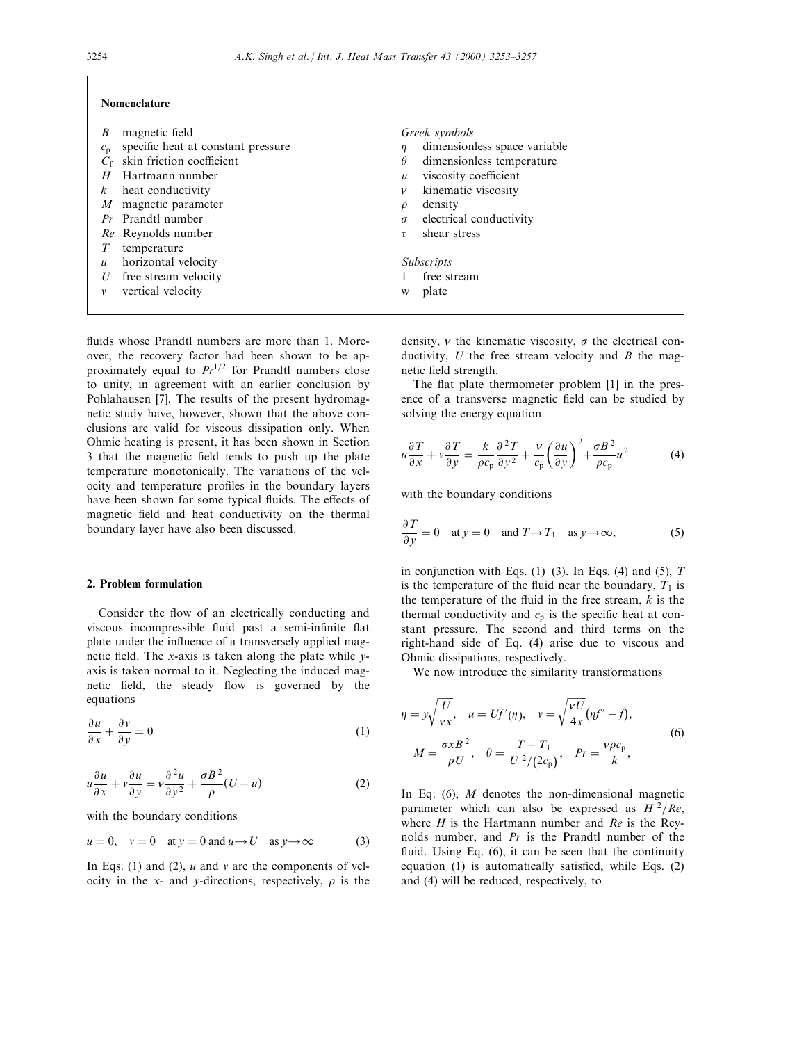## Nomenclature

| | | | |
|---|---|---|---|
| $B$ | magnetic field | *Greek symbols* | |
| $c_p$ | specific heat at constant pressure | $\eta$ | dimensionless space variable |
| $C_f$ | skin friction coefficient | $\theta$ | dimensionless temperature |
| $H$ | Hartmann number | $\mu$ | viscosity coefficient |
| $k$ | heat conductivity | $\nu$ | kinematic viscosity |
| $M$ | magnetic parameter | $\rho$ | density |
| $Pr$ | Prandtl number | $\sigma$ | electrical conductivity |
| $Re$ | Reynolds number | $\tau$ | shear stress |
| $T$ | temperature | | |
| $u$ | horizontal velocity | *Subscripts* | |
| $U$ | free stream velocity | 1 | free stream |
| $v$ | vertical velocity | w | plate |

fluids whose Prandtl numbers are more than 1. Moreover, the recovery factor had been shown to be approximately equal to $Pr^{1/2}$ for Prandtl numbers close to unity, in agreement with an earlier conclusion by Pohlahausen [7]. The results of the present hydromagnetic study have, however, shown that the above conclusions are valid for viscous dissipation only. When Ohmic heating is present, it has been shown in Section 3 that the magnetic field tends to push up the plate temperature monotonically. The variations of the velocity and temperature profiles in the boundary layers have been shown for some typical fluids. The effects of magnetic field and heat conductivity on the thermal boundary layer have also been discussed.

## 2. Problem formulation

Consider the flow of an electrically conducting and viscous incompressible fluid past a semi-infinite flat plate under the influence of a transversely applied magnetic field. The $x$-axis is taken along the plate while $y$-axis is taken normal to it. Neglecting the induced magnetic field, the steady flow is governed by the equations

$$\frac{\partial u}{\partial x} + \frac{\partial v}{\partial y} = 0 \tag{1}$$

$$u\frac{\partial u}{\partial x} + v\frac{\partial u}{\partial y} = \nu\frac{\partial^2 u}{\partial y^2} + \frac{\sigma B^2}{\rho}(U - u) \tag{2}$$

with the boundary conditions

$$u = 0, \quad v = 0 \quad \text{at } y = 0 \text{ and } u \to U \quad \text{as } y \to \infty \tag{3}$$

In Eqs. (1) and (2), $u$ and $v$ are the components of velocity in the $x$- and $y$-directions, respectively, $\rho$ is the density, $\nu$ the kinematic viscosity, $\sigma$ the electrical conductivity, $U$ the free stream velocity and $B$ the magnetic field strength.

The flat plate thermometer problem [1] in the presence of a transverse magnetic field can be studied by solving the energy equation

$$u\frac{\partial T}{\partial x} + v\frac{\partial T}{\partial y} = \frac{k}{\rho c_p}\frac{\partial^2 T}{\partial y^2} + \frac{\nu}{c_p}\left(\frac{\partial u}{\partial y}\right)^2 + \frac{\sigma B^2}{\rho c_p}u^2 \tag{4}$$

with the boundary conditions

$$\frac{\partial T}{\partial y} = 0 \quad \text{at } y = 0 \quad \text{and } T \to T_1 \quad \text{as } y \to \infty, \tag{5}$$

in conjunction with Eqs. (1)–(3). In Eqs. (4) and (5), $T$ is the temperature of the fluid near the boundary, $T_1$ is the temperature of the fluid in the free stream, $k$ is the thermal conductivity and $c_p$ is the specific heat at constant pressure. The second and third terms on the right-hand side of Eq. (4) arise due to viscous and Ohmic dissipations, respectively.

We now introduce the similarity transformations

$$\eta = y\sqrt{\frac{U}{\nu x}}, \quad u = Uf'(\eta), \quad v = \sqrt{\frac{\nu U}{4x}}\left(\eta f' - f\right),$$
$$M = \frac{\sigma x B^2}{\rho U}, \quad \theta = \frac{T - T_1}{U^2/(2c_p)}, \quad Pr = \frac{\nu \rho c_p}{k}, \tag{6}$$

In Eq. (6), $M$ denotes the non-dimensional magnetic parameter which can also be expressed as $H^2/Re$, where $H$ is the Hartmann number and $Re$ is the Reynolds number, and $Pr$ is the Prandtl number of the fluid. Using Eq. (6), it can be seen that the continuity equation (1) is automatically satisfied, while Eqs. (2) and (4) will be reduced, respectively, to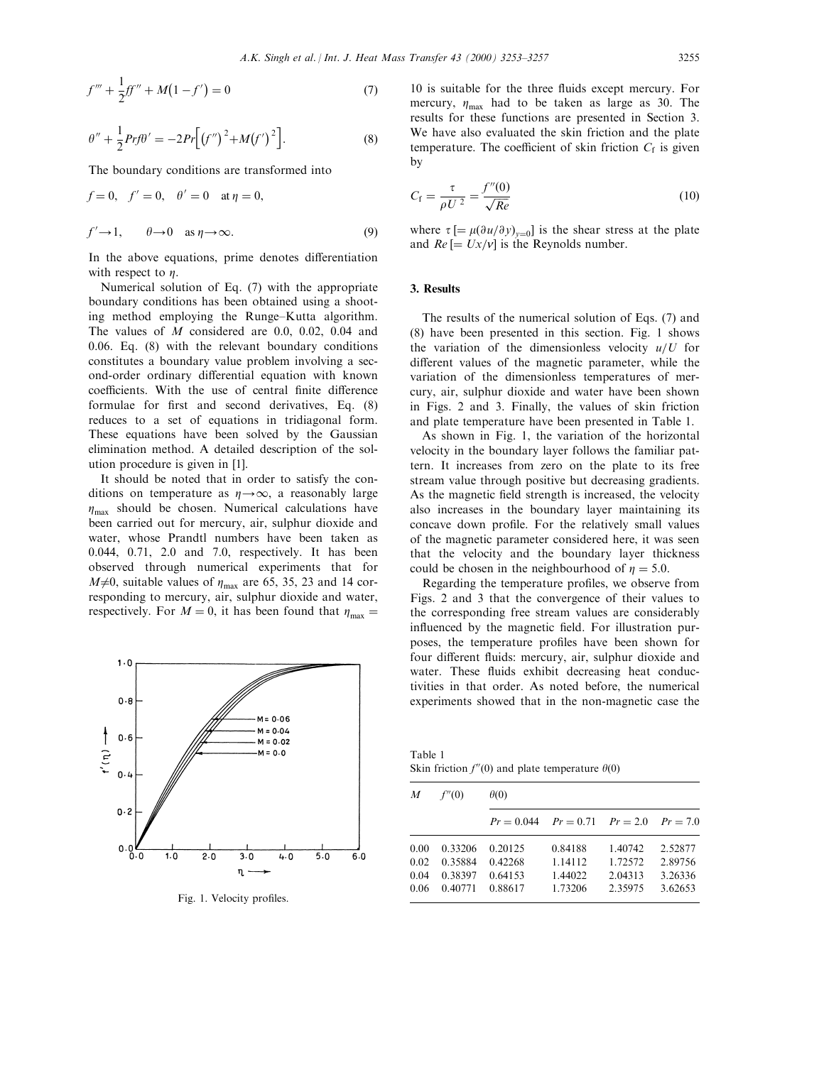$$f''' + \frac{1}{2}ff'' + M(1 - f') = 0 \tag{7}$$

$$\theta'' + \frac{1}{2}Prf\theta' = -2Pr\left[(f'')^2 + M(f')^2\right]. \tag{8}$$

The boundary conditions are transformed into

$$f = 0, \quad f' = 0, \quad \theta' = 0 \quad \text{at } \eta = 0,$$

$$f' \to 1, \qquad \theta \to 0 \quad \text{as } \eta \to \infty. \tag{9}$$

In the above equations, prime denotes differentiation with respect to $\eta$.

Numerical solution of Eq. (7) with the appropriate boundary conditions has been obtained using a shooting method employing the Runge–Kutta algorithm. The values of $M$ considered are 0.0, 0.02, 0.04 and 0.06. Eq. (8) with the relevant boundary conditions constitutes a boundary value problem involving a second-order ordinary differential equation with known coefficients. With the use of central finite difference formulae for first and second derivatives, Eq. (8) reduces to a set of equations in tridiagonal form. These equations have been solved by the Gaussian elimination method. A detailed description of the solution procedure is given in [1].

It should be noted that in order to satisfy the conditions on temperature as $\eta \to \infty$, a reasonably large $\eta_{max}$ should be chosen. Numerical calculations have been carried out for mercury, air, sulphur dioxide and water, whose Prandtl numbers have been taken as 0.044, 0.71, 2.0 and 7.0, respectively. It has been observed through numerical experiments that for $M \neq 0$, suitable values of $\eta_{max}$ are 65, 35, 23 and 14 corresponding to mercury, air, sulphur dioxide and water, respectively. For $M = 0$, it has been found that $\eta_{max} = 10$ is suitable for the three fluids except mercury. For mercury, $\eta_{max}$ had to be taken as large as 30. The results for these functions are presented in Section 3. We have also evaluated the skin friction and the plate temperature. The coefficient of skin friction $C_f$ is given by

$$C_f = \frac{\tau}{\rho U^2} = \frac{f''(0)}{\sqrt{Re}} \tag{10}$$

where $\tau [= \mu(\partial u/\partial y)_{y=0}]$ is the shear stress at the plate and $Re [= Ux/\nu]$ is the Reynolds number.

Fig. 1. Velocity profiles.

## 3. Results

The results of the numerical solution of Eqs. (7) and (8) have been presented in this section. Fig. 1 shows the variation of the dimensionless velocity $u/U$ for different values of the magnetic parameter, while the variation of the dimensionless temperatures of mercury, air, sulphur dioxide and water have been shown in Figs. 2 and 3. Finally, the values of skin friction and plate temperature have been presented in Table 1.

As shown in Fig. 1, the variation of the horizontal velocity in the boundary layer follows the familiar pattern. It increases from zero on the plate to its free stream value through positive but decreasing gradients. As the magnetic field strength is increased, the velocity also increases in the boundary layer maintaining its concave down profile. For the relatively small values of the magnetic parameter considered here, it was seen that the velocity and the boundary layer thickness could be chosen in the neighbourhood of $\eta = 5.0$.

Regarding the temperature profiles, we observe from Figs. 2 and 3 that the convergence of their values to the corresponding free stream values are considerably influenced by the magnetic field. For illustration purposes, the temperature profiles have been shown for four different fluids: mercury, air, sulphur dioxide and water. These fluids exhibit decreasing heat conductivities in that order. As noted before, the numerical experiments showed that in the non-magnetic case the

Table 1
Skin friction $f''(0)$ and plate temperature $\theta(0)$

| $M$ | $f''(0)$ | $\theta(0)$ | | | |
|---|---|---|---|---|---|
| | | $Pr = 0.044$ | $Pr = 0.71$ | $Pr = 2.0$ | $Pr = 7.0$ |
| 0.00 | 0.33206 | 0.20125 | 0.84188 | 1.40742 | 2.52877 |
| 0.02 | 0.35884 | 0.42268 | 1.14112 | 1.72572 | 2.89756 |
| 0.04 | 0.38397 | 0.64153 | 1.44022 | 2.04313 | 3.26336 |
| 0.06 | 0.40771 | 0.88617 | 1.73206 | 2.35975 | 3.62653 |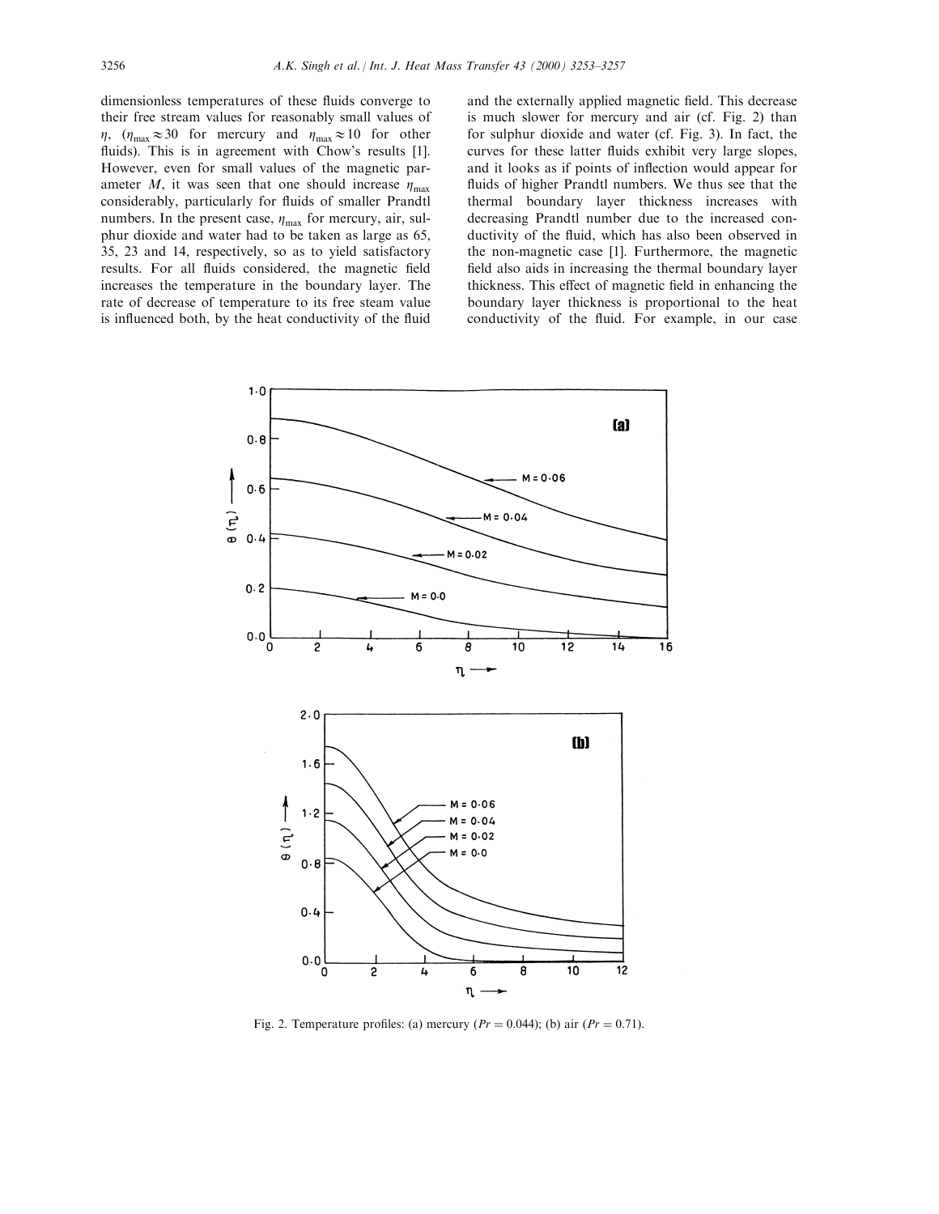dimensionless temperatures of these fluids converge to their free stream values for reasonably small values of $\eta$, ($\eta_{max} \approx 30$ for mercury and $\eta_{max} \approx 10$ for other fluids). This is in agreement with Chow's results [1]. However, even for small values of the magnetic parameter $M$, it was seen that one should increase $\eta_{max}$ considerably, particularly for fluids of smaller Prandtl numbers. In the present case, $\eta_{max}$ for mercury, air, sulphur dioxide and water had to be taken as large as 65, 35, 23 and 14, respectively, so as to yield satisfactory results. For all fluids considered, the magnetic field increases the temperature in the boundary layer. The rate of decrease of temperature to its free steam value is influenced both, by the heat conductivity of the fluid and the externally applied magnetic field. This decrease is much slower for mercury and air (cf. Fig. 2) than for sulphur dioxide and water (cf. Fig. 3). In fact, the curves for these latter fluids exhibit very large slopes, and it looks as if points of inflection would appear for fluids of higher Prandtl numbers. We thus see that the thermal boundary layer thickness increases with decreasing Prandtl number due to the increased conductivity of the fluid, which has also been observed in the non-magnetic case [1]. Furthermore, the magnetic field also aids in increasing the thermal boundary layer thickness. This effect of magnetic field in enhancing the boundary layer thickness is proportional to the heat conductivity of the fluid. For example, in our case

Fig. 2. Temperature profiles: (a) mercury ($Pr = 0.044$); (b) air ($Pr = 0.71$).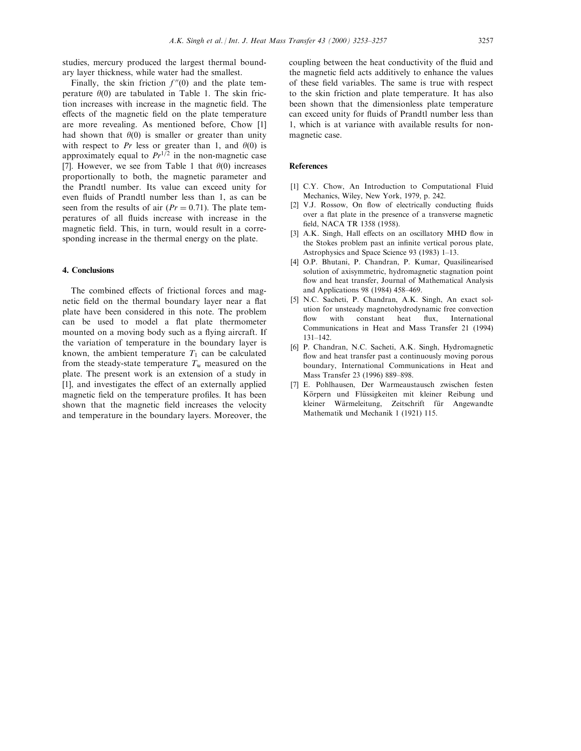studies, mercury produced the largest thermal boundary layer thickness, while water had the smallest.

Finally, the skin friction $f''(0)$ and the plate temperature $\theta(0)$ are tabulated in Table 1. The skin friction increases with increase in the magnetic field. The effects of the magnetic field on the plate temperature are more revealing. As mentioned before, Chow [1] had shown that $\theta(0)$ is smaller or greater than unity with respect to $Pr$ less or greater than 1, and $\theta(0)$ is approximately equal to $Pr^{1/2}$ in the non-magnetic case [7]. However, we see from Table 1 that $\theta(0)$ increases proportionally to both, the magnetic parameter and the Prandtl number. Its value can exceed unity for even fluids of Prandtl number less than 1, as can be seen from the results of air ($Pr = 0.71$). The plate temperatures of all fluids increase with increase in the magnetic field. This, in turn, would result in a corresponding increase in the thermal energy on the plate.

## 4. Conclusions

The combined effects of frictional forces and magnetic field on the thermal boundary layer near a flat plate have been considered in this note. The problem can be used to model a flat plate thermometer mounted on a moving body such as a flying aircraft. If the variation of temperature in the boundary layer is known, the ambient temperature $T_1$ can be calculated from the steady-state temperature $T_w$ measured on the plate. The present work is an extension of a study in [1], and investigates the effect of an externally applied magnetic field on the temperature profiles. It has been shown that the magnetic field increases the velocity and temperature in the boundary layers. Moreover, the coupling between the heat conductivity of the fluid and the magnetic field acts additively to enhance the values of these field variables. The same is true with respect to the skin friction and plate temperature. It has also been shown that the dimensionless plate temperature can exceed unity for fluids of Prandtl number less than 1, which is at variance with available results for non-magnetic case.

## References

[1] C.Y. Chow, An Introduction to Computational Fluid Mechanics, Wiley, New York, 1979, p. 242.

[2] V.J. Rossow, On flow of electrically conducting fluids over a flat plate in the presence of a transverse magnetic field, NACA TR 1358 (1958).

[3] A.K. Singh, Hall effects on an oscillatory MHD flow in the Stokes problem past an infinite vertical porous plate, Astrophysics and Space Science 93 (1983) 1–13.

[4] O.P. Bhutani, P. Chandran, P. Kumar, Quasilinearised solution of axisymmetric, hydromagnetic stagnation point flow and heat transfer, Journal of Mathematical Analysis and Applications 98 (1984) 458–469.

[5] N.C. Sacheti, P. Chandran, A.K. Singh, An exact solution for unsteady magnetohydrodynamic free convection flow with constant heat flux, International Communications in Heat and Mass Transfer 21 (1994) 131–142.

[6] P. Chandran, N.C. Sacheti, A.K. Singh, Hydromagnetic flow and heat transfer past a continuously moving porous boundary, International Communications in Heat and Mass Transfer 23 (1996) 889–898.

[7] E. Pohlhausen, Der Warmeaustausch zwischen festen Körpern und Flüssigkeiten mit kleiner Reibung und kleiner Wärmeleitung, Zeitschrift für Angewandte Mathematik und Mechanik 1 (1921) 115.